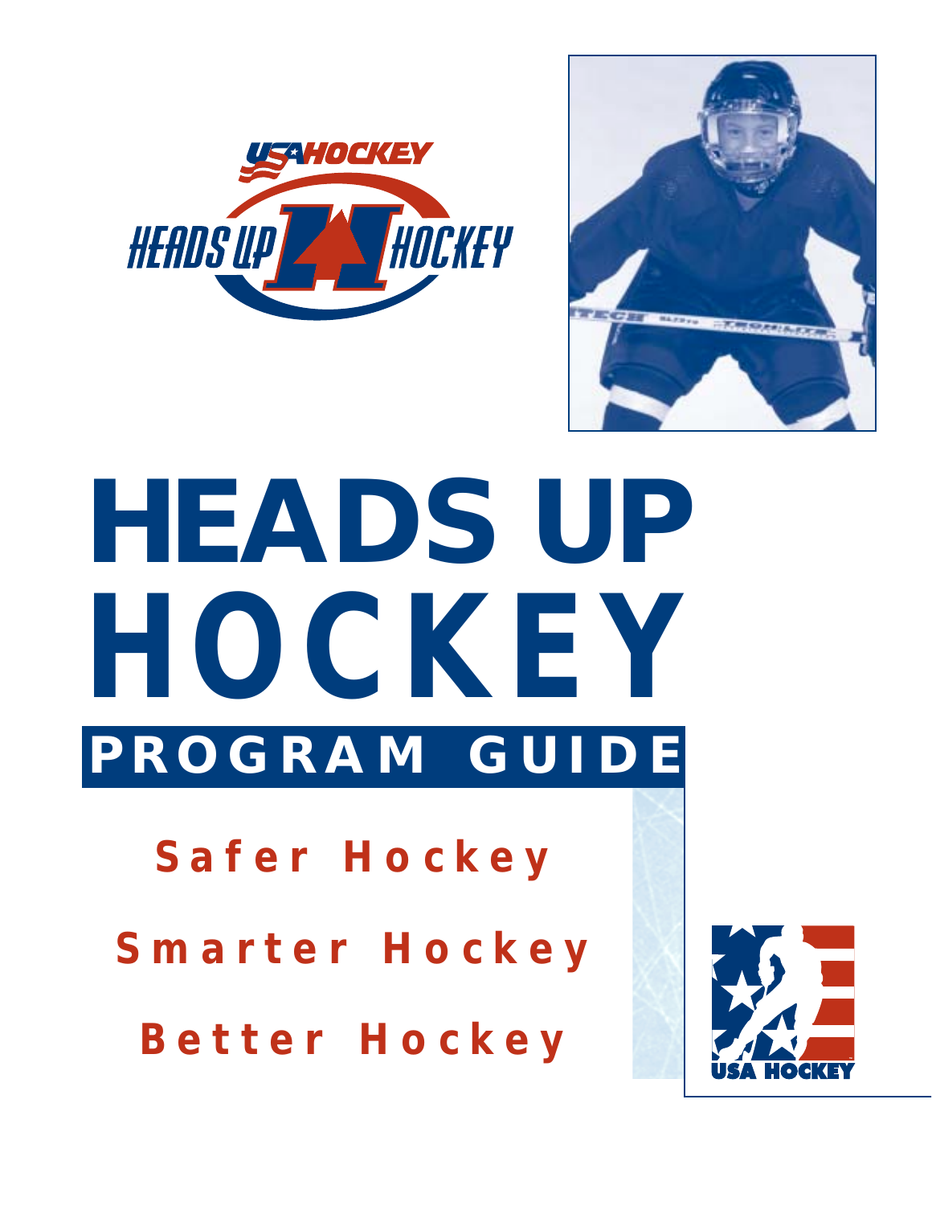# HEADS UP HOCKEY

## PROGRAM GUIDE

**Safer Hockey**

**Smarter Hockey**

**Better Hockey**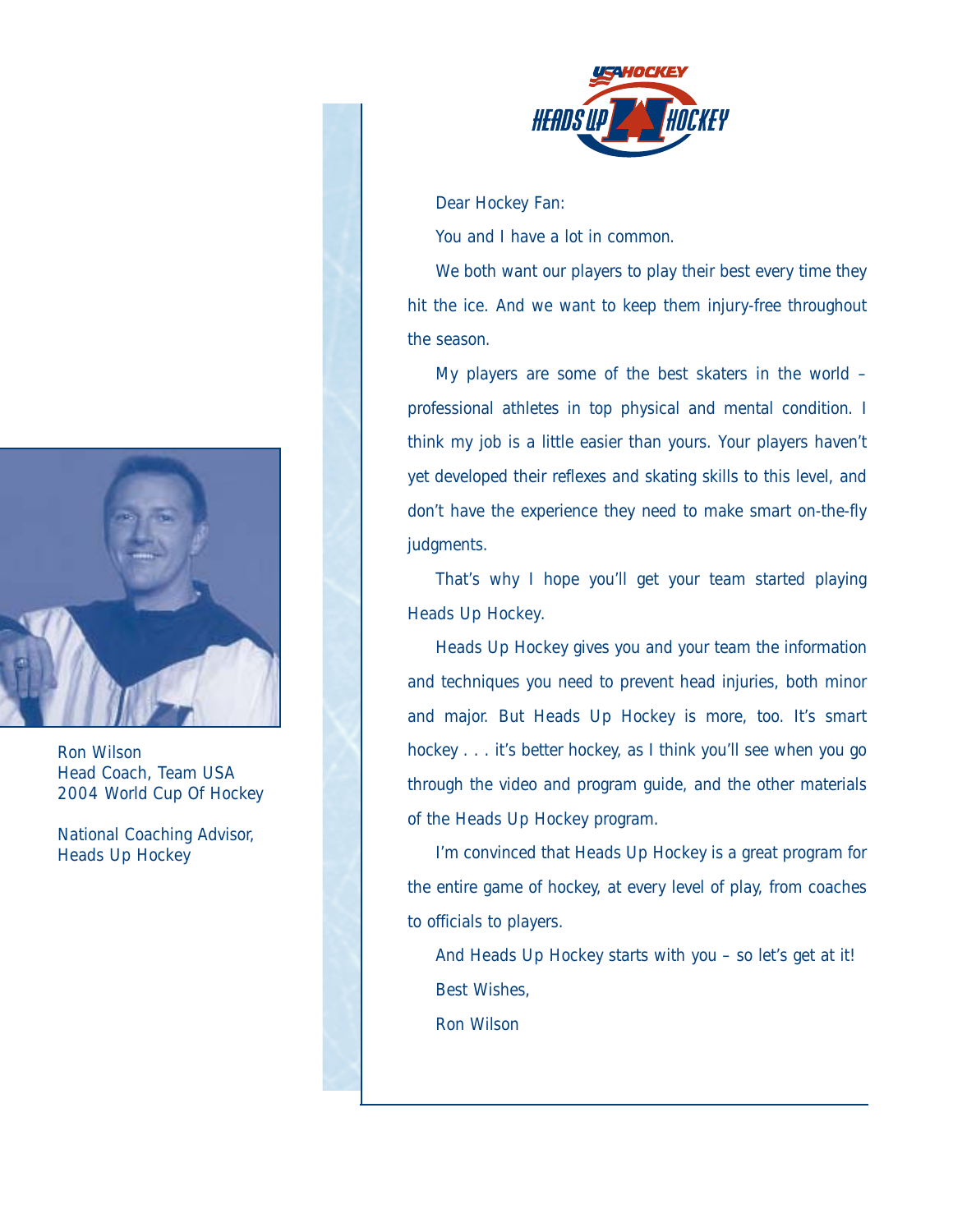Ron Wilson
Head Coach, Team USA
2004 World Cup Of Hockey

National Coaching Advisor,
Heads Up Hockey

Dear Hockey Fan:

You and I have a lot in common.

We both want our players to play their best every time they hit the ice. And we want to keep them injury-free throughout the season.

My players are some of the best skaters in the world – professional athletes in top physical and mental condition. I think my job is a little easier than yours. Your players haven't yet developed their reflexes and skating skills to this level, and don't have the experience they need to make smart on-the-fly judgments.

That's why I hope you'll get your team started playing Heads Up Hockey.

Heads Up Hockey gives you and your team the information and techniques you need to prevent head injuries, both minor and major. But Heads Up Hockey is more, too. It's smart hockey . . . it's better hockey, as I think you'll see when you go through the video and program guide, and the other materials of the Heads Up Hockey program.

I'm convinced that Heads Up Hockey is a great program for the entire game of hockey, at every level of play, from coaches to officials to players.

And Heads Up Hockey starts with you – so let's get at it!

Best Wishes,

Ron Wilson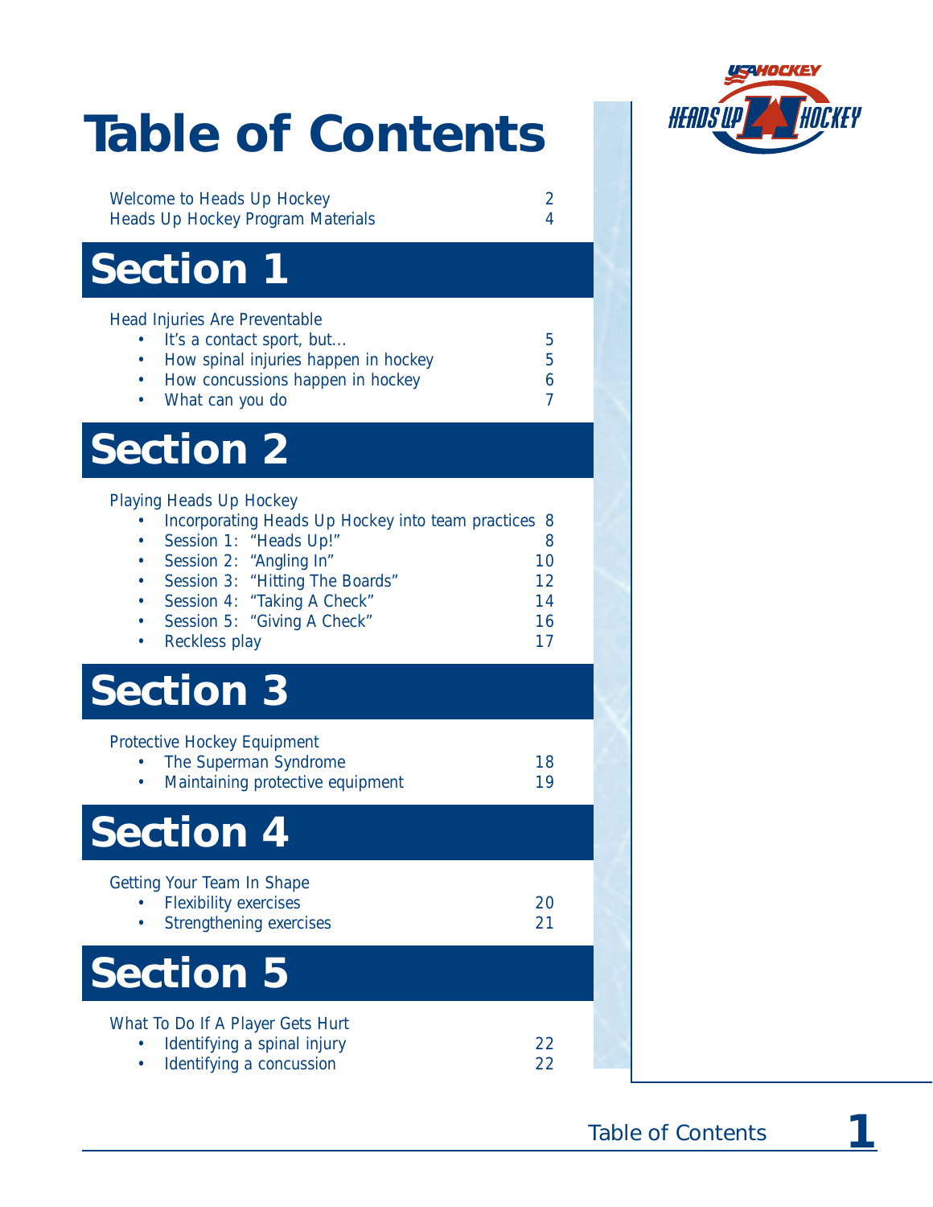# Table of Contents

Welcome to Heads Up Hockey 2
Heads Up Hockey Program Materials 4

## Section 1

Head Injuries Are Preventable

- It's a contact sport, but... 5
- How spinal injuries happen in hockey 5
- How concussions happen in hockey 6
- What can you do 7

## Section 2

Playing Heads Up Hockey

- Incorporating Heads Up Hockey into team practices 8
- Session 1: "Heads Up!" 8
- Session 2: "Angling In" 10
- Session 3: "Hitting The Boards" 12
- Session 4: "Taking A Check" 14
- Session 5: "Giving A Check" 16
- Reckless play 17

## Section 3

Protective Hockey Equipment

- The Superman Syndrome 18
- Maintaining protective equipment 19

## Section 4

Getting Your Team In Shape

- Flexibility exercises 20
- Strengthening exercises 21

## Section 5

What To Do If A Player Gets Hurt

- Identifying a spinal injury 22
- Identifying a concussion 22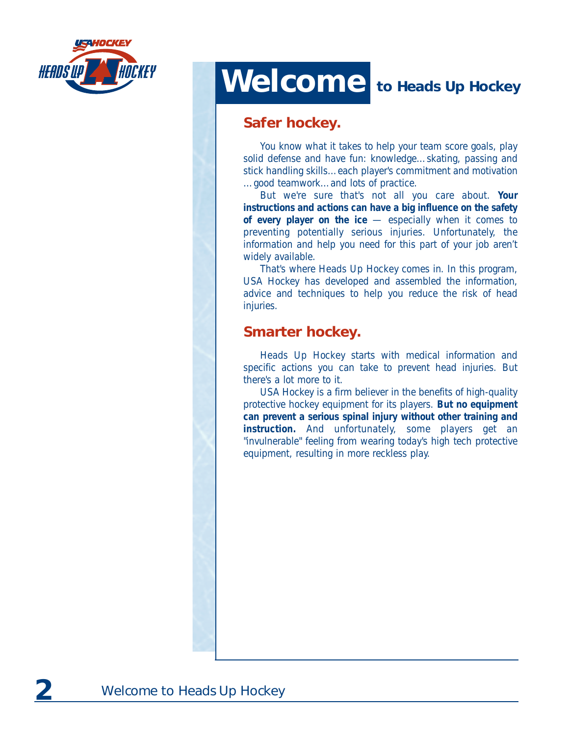# Welcome to Heads Up Hockey

## Safer hockey.

You know what it takes to help your team score goals, play solid defense and have fun: knowledge... skating, passing and stick handling skills... each player's commitment and motivation ... good teamwork... and lots of practice.

But we're sure that's not all you care about. **Your instructions and actions can have a big influence on the safety of every player on the ice** — especially when it comes to preventing potentially serious injuries. Unfortunately, the information and help you need for this part of your job aren't widely available.

That's where Heads Up Hockey comes in. In this program, USA Hockey has developed and assembled the information, advice and techniques to help you reduce the risk of head injuries.

## Smarter hockey.

Heads Up Hockey starts with medical information and specific actions you can take to prevent head injuries. But there's a lot more to it.

USA Hockey is a firm believer in the benefits of high-quality protective hockey equipment for its players. **But no equipment can prevent a serious spinal injury without other training and instruction.** And unfortunately, some players get an "invulnerable" feeling from wearing today's high tech protective equipment, resulting in more reckless play.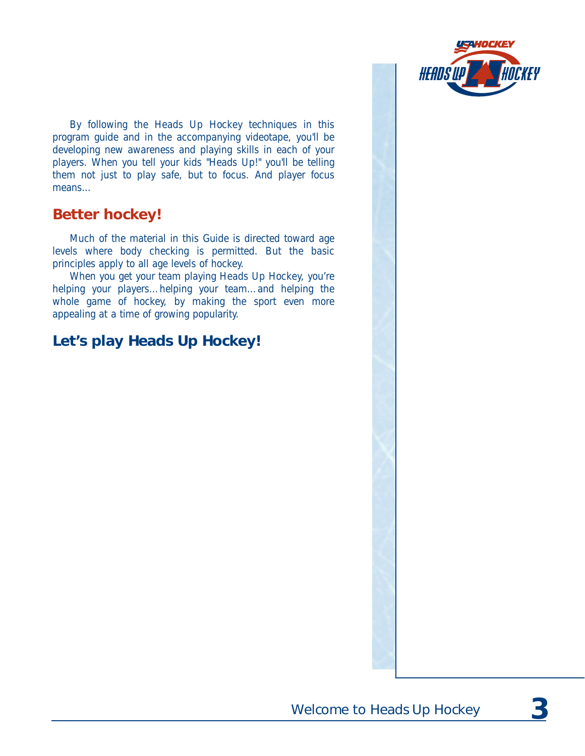By following the Heads Up Hockey techniques in this program guide and in the accompanying videotape, you'll be developing new awareness and playing skills in each of your players. When you tell your kids "Heads Up!" you'll be telling them not just to play safe, but to focus. And player focus means…

## Better hockey!

Much of the material in this Guide is directed toward age levels where body checking is permitted. But the basic principles apply to all age levels of hockey.

When you get your team playing Heads Up Hockey, you're helping your players… helping your team… and helping the whole game of hockey, by making the sport even more appealing at a time of growing popularity.

## Let's play Heads Up Hockey!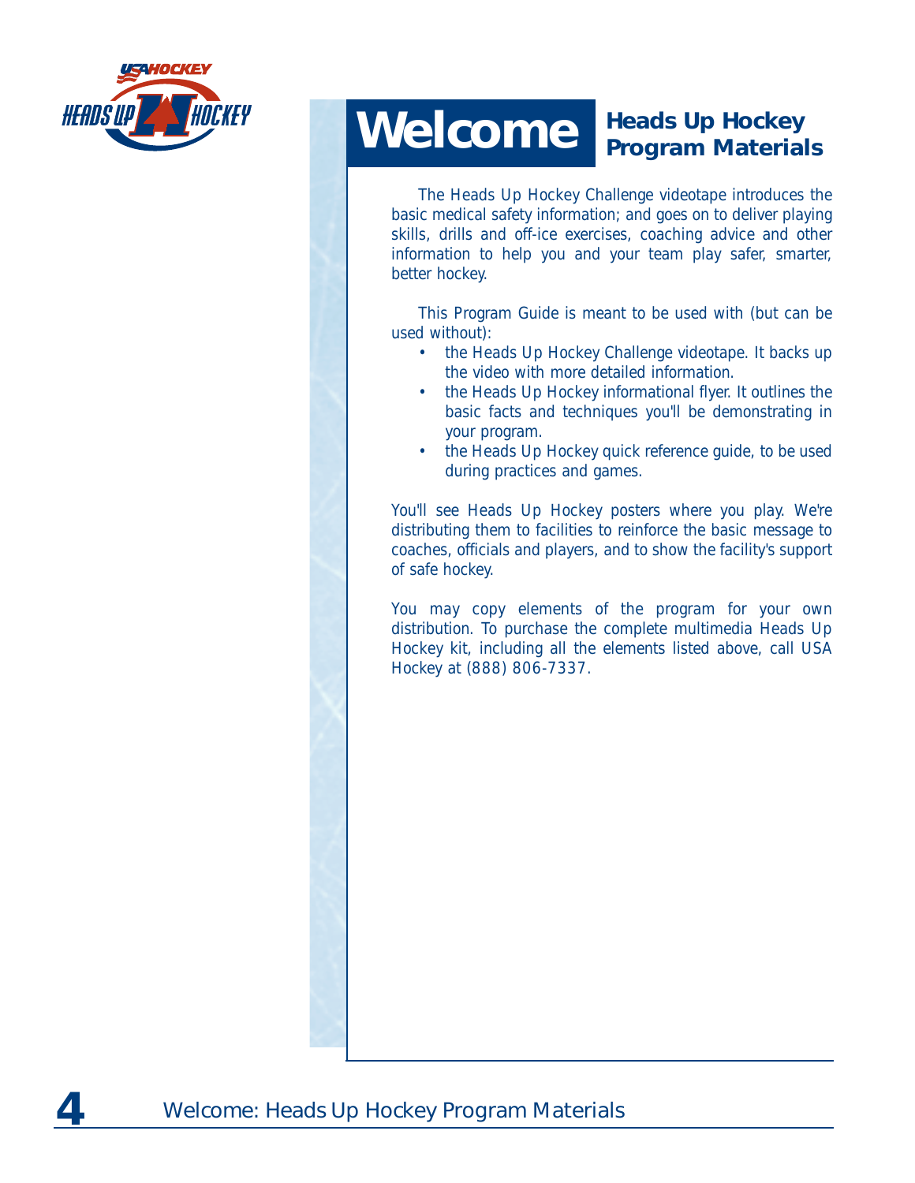# Welcome

## Heads Up Hockey Program Materials

The Heads Up Hockey Challenge videotape introduces the basic medical safety information; and goes on to deliver playing skills, drills and off-ice exercises, coaching advice and other information to help you and your team play safer, smarter, better hockey.

This Program Guide is meant to be used with (but can be used without):

- the Heads Up Hockey Challenge videotape. It backs up the video with more detailed information.
- the Heads Up Hockey informational flyer. It outlines the basic facts and techniques you'll be demonstrating in your program.
- the Heads Up Hockey quick reference guide, to be used during practices and games.

You'll see Heads Up Hockey posters where you play. We're distributing them to facilities to reinforce the basic message to coaches, officials and players, and to show the facility's support of safe hockey.

You may copy elements of the program for your own distribution. To purchase the complete multimedia Heads Up Hockey kit, including all the elements listed above, call USA Hockey at (888) 806-7337.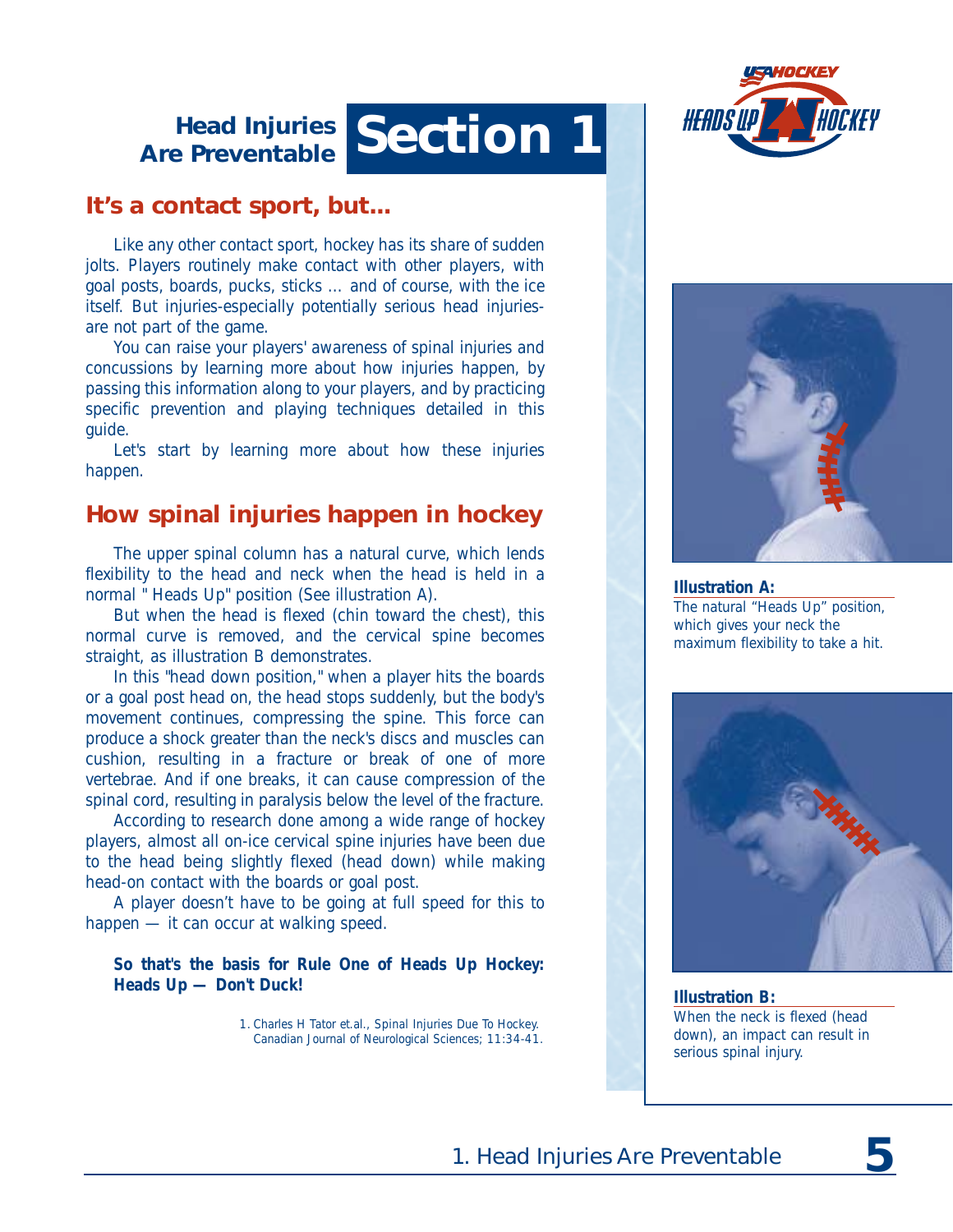# Section 1

## Head Injuries Are Preventable

## It's a contact sport, but...

Like any other contact sport, hockey has its share of sudden jolts. Players routinely make contact with other players, with goal posts, boards, pucks, sticks ... and of course, with the ice itself. But injuries-especially potentially serious head injuries-are not part of the game.

You can raise your players' awareness of spinal injuries and concussions by learning more about how injuries happen, by passing this information along to your players, and by practicing specific prevention and playing techniques detailed in this guide.

Let's start by learning more about how these injuries happen.

## How spinal injuries happen in hockey

The upper spinal column has a natural curve, which lends flexibility to the head and neck when the head is held in a normal " Heads Up" position (See illustration A).

But when the head is flexed (chin toward the chest), this normal curve is removed, and the cervical spine becomes straight, as illustration B demonstrates.

In this "head down position," when a player hits the boards or a goal post head on, the head stops suddenly, but the body's movement continues, compressing the spine. This force can produce a shock greater than the neck's discs and muscles can cushion, resulting in a fracture or break of one of more vertebrae. And if one breaks, it can cause compression of the spinal cord, resulting in paralysis below the level of the fracture.

According to research done among a wide range of hockey players, almost all on-ice cervical spine injuries have been due to the head being slightly flexed (head down) while making head-on contact with the boards or goal post.

A player doesn't have to be going at full speed for this to happen — it can occur at walking speed.

**So that's the basis for Rule One of Heads Up Hockey: Heads Up — Don't Duck!**

1. Charles H Tator et.al., Spinal Injuries Due To Hockey. Canadian Journal of Neurological Sciences; 11:34-41.

**Illustration A:**
The natural "Heads Up" position, which gives your neck the maximum flexibility to take a hit.

**Illustration B:**
When the neck is flexed (head down), an impact can result in serious spinal injury.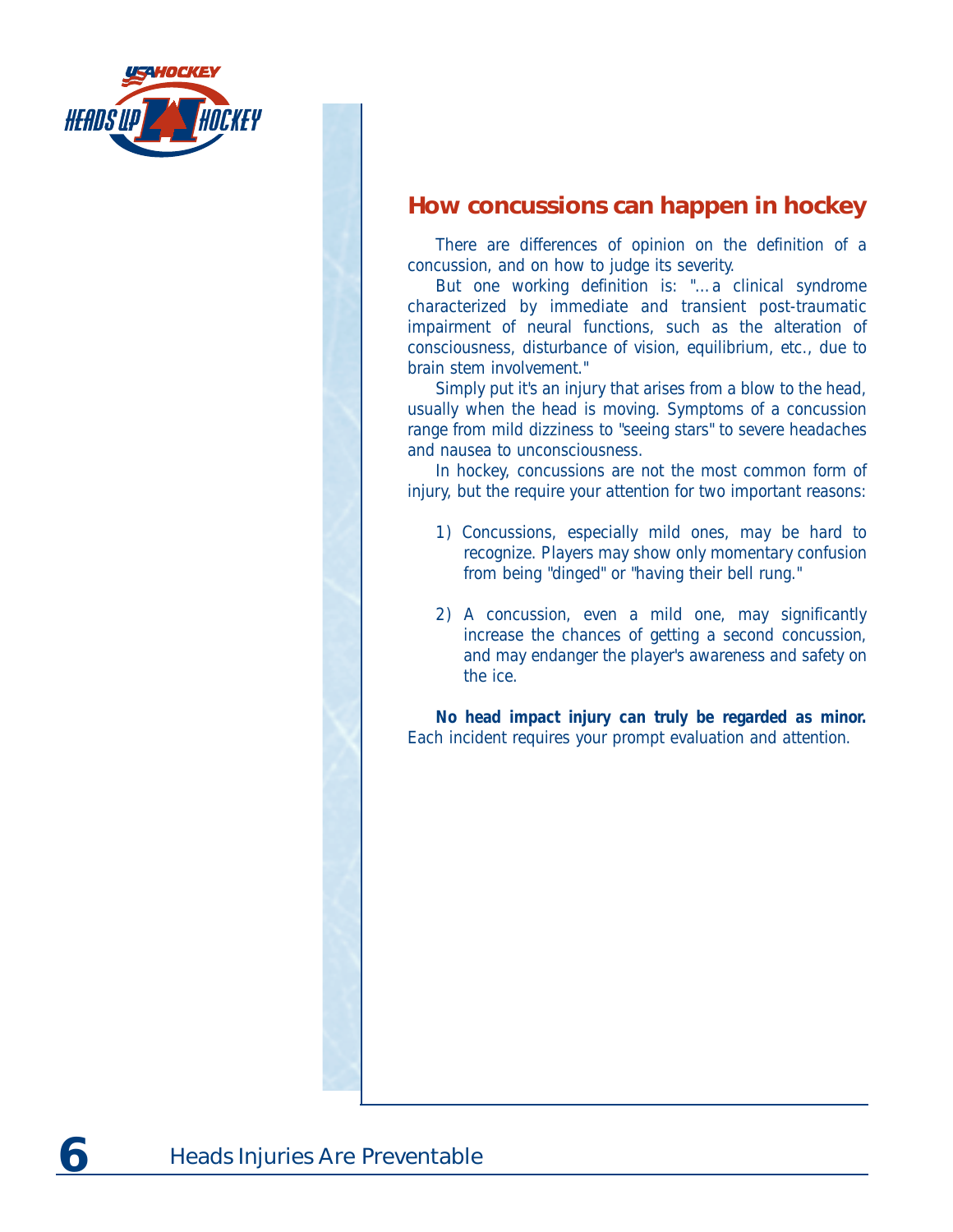## How concussions can happen in hockey

There are differences of opinion on the definition of a concussion, and on how to judge its severity.

But one working definition is: "...a clinical syndrome characterized by immediate and transient post-traumatic impairment of neural functions, such as the alteration of consciousness, disturbance of vision, equilibrium, etc., due to brain stem involvement."

Simply put it's an injury that arises from a blow to the head, usually when the head is moving. Symptoms of a concussion range from mild dizziness to "seeing stars" to severe headaches and nausea to unconsciousness.

In hockey, concussions are not the most common form of injury, but the require your attention for two important reasons:

1) Concussions, especially mild ones, may be hard to recognize. Players may show only momentary confusion from being "dinged" or "having their bell rung."

2) A concussion, even a mild one, may significantly increase the chances of getting a second concussion, and may endanger the player's awareness and safety on the ice.

**No head impact injury can truly be regarded as minor.** Each incident requires your prompt evaluation and attention.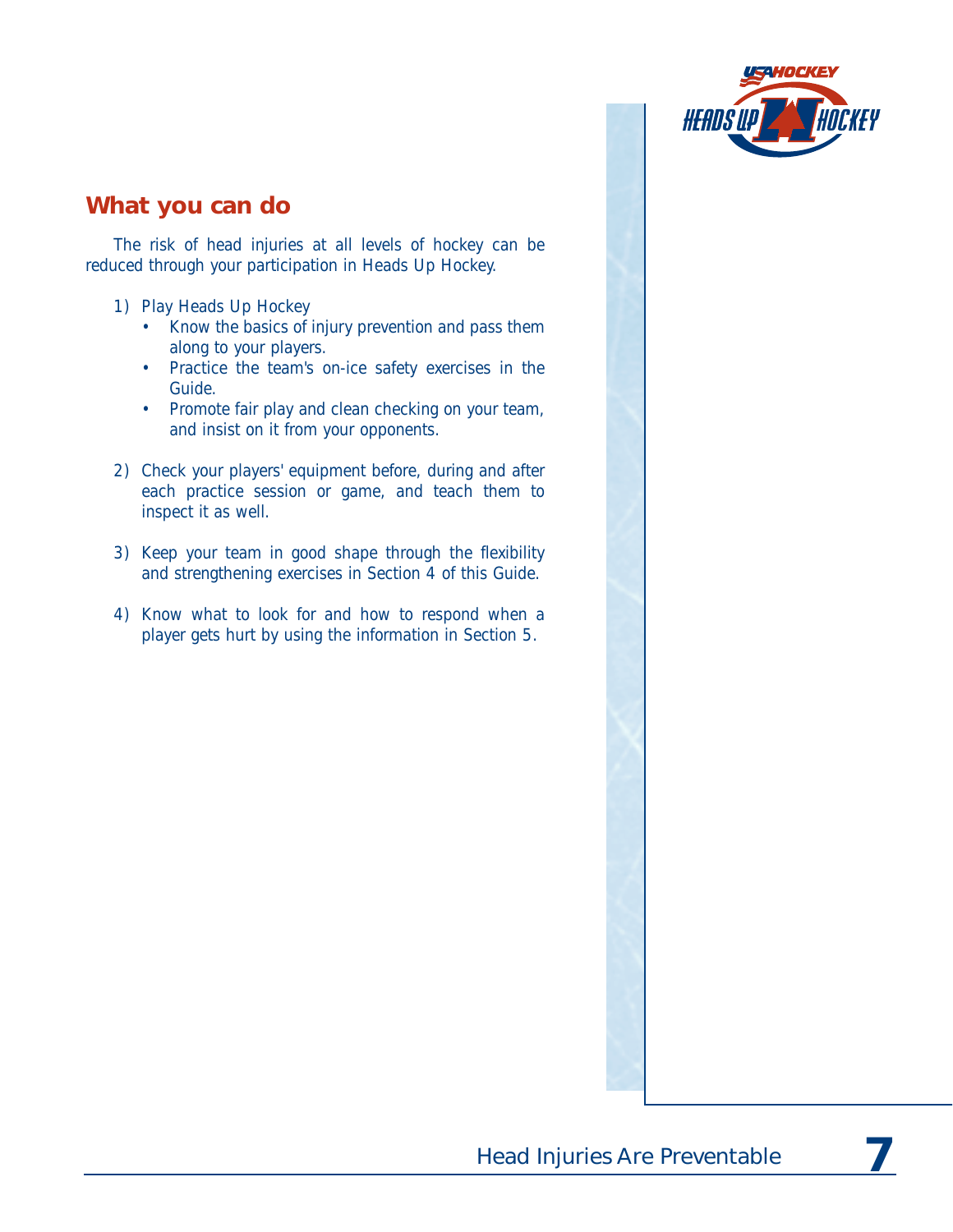## What you can do

The risk of head injuries at all levels of hockey can be reduced through your participation in Heads Up Hockey.

1) Play Heads Up Hockey
   - Know the basics of injury prevention and pass them along to your players.
   - Practice the team's on-ice safety exercises in the Guide.
   - Promote fair play and clean checking on your team, and insist on it from your opponents.

2) Check your players' equipment before, during and after each practice session or game, and teach them to inspect it as well.

3) Keep your team in good shape through the flexibility and strengthening exercises in Section 4 of this Guide.

4) Know what to look for and how to respond when a player gets hurt by using the information in Section 5.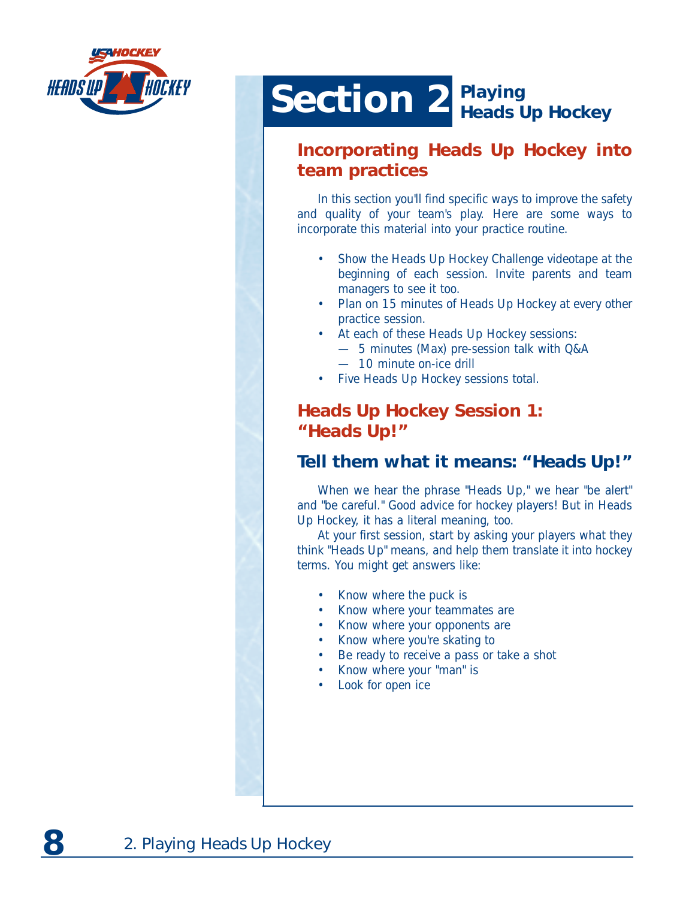# Section 2 Playing Heads Up Hockey

## Incorporating Heads Up Hockey into team practices

In this section you'll find specific ways to improve the safety and quality of your team's play. Here are some ways to incorporate this material into your practice routine.

- Show the Heads Up Hockey Challenge videotape at the beginning of each session. Invite parents and team managers to see it too.
- Plan on 15 minutes of Heads Up Hockey at every other practice session.
- At each of these Heads Up Hockey sessions:
  - — 5 minutes (Max) pre-session talk with Q&A
  - — 10 minute on-ice drill
- Five Heads Up Hockey sessions total.

## Heads Up Hockey Session 1: "Heads Up!"

### Tell them what it means: "Heads Up!"

When we hear the phrase "Heads Up," we hear "be alert" and "be careful." Good advice for hockey players! But in Heads Up Hockey, it has a literal meaning, too.

At your first session, start by asking your players what they think "Heads Up" means, and help them translate it into hockey terms. You might get answers like:

- Know where the puck is
- Know where your teammates are
- Know where your opponents are
- Know where you're skating to
- Be ready to receive a pass or take a shot
- Know where your "man" is
- Look for open ice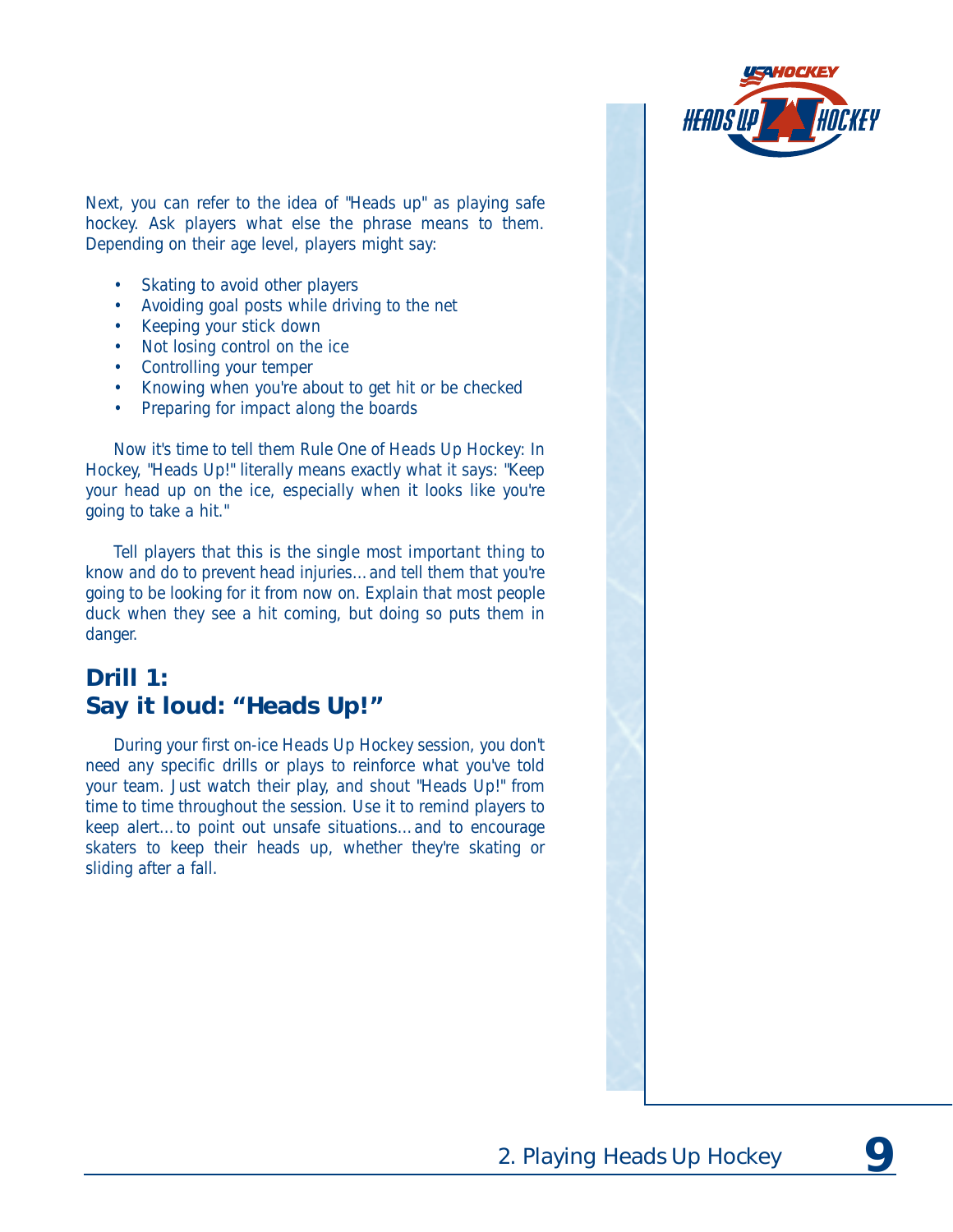Next, you can refer to the idea of "Heads up" as playing safe hockey. Ask players what else the phrase means to them. Depending on their age level, players might say:

- Skating to avoid other players
- Avoiding goal posts while driving to the net
- Keeping your stick down
- Not losing control on the ice
- Controlling your temper
- Knowing when you're about to get hit or be checked
- Preparing for impact along the boards

Now it's time to tell them Rule One of Heads Up Hockey: In Hockey, "Heads Up!" literally means exactly what it says: "Keep your head up on the ice, especially when it looks like you're going to take a hit."

Tell players that this is the single most important thing to know and do to prevent head injuries…and tell them that you're going to be looking for it from now on. Explain that most people duck when they see a hit coming, but doing so puts them in danger.

## Drill 1: Say it loud: "Heads Up!"

During your first on-ice Heads Up Hockey session, you don't need any specific drills or plays to reinforce what you've told your team. Just watch their play, and shout "Heads Up!" from time to time throughout the session. Use it to remind players to keep alert…to point out unsafe situations…and to encourage skaters to keep their heads up, whether they're skating or sliding after a fall.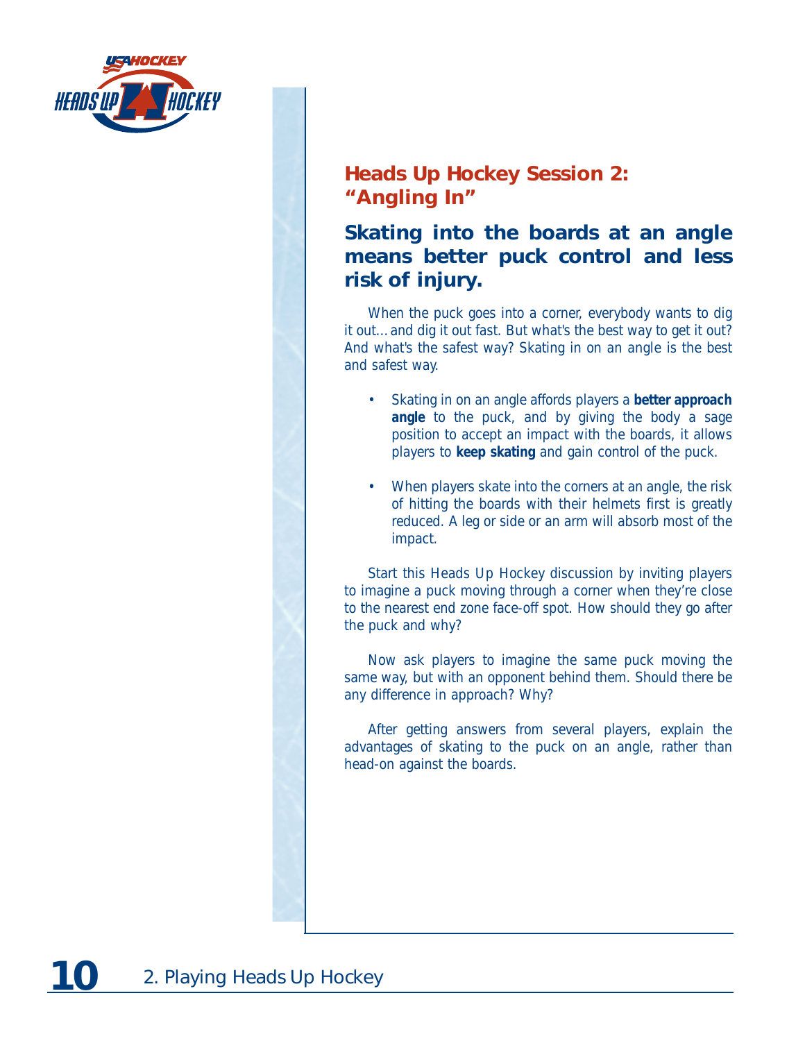## Heads Up Hockey Session 2: "Angling In"

### Skating into the boards at an angle means better puck control and less risk of injury.

When the puck goes into a corner, everybody wants to dig it out…and dig it out fast. But what's the best way to get it out? And what's the safest way? Skating in on an angle is the best and safest way.

- Skating in on an angle affords players a **better approach angle** to the puck, and by giving the body a sage position to accept an impact with the boards, it allows players to **keep skating** and gain control of the puck.
- When players skate into the corners at an angle, the risk of hitting the boards with their helmets first is greatly reduced. A leg or side or an arm will absorb most of the impact.

Start this Heads Up Hockey discussion by inviting players to imagine a puck moving through a corner when they're close to the nearest end zone face-off spot. How should they go after the puck and why?

Now ask players to imagine the same puck moving the same way, but with an opponent behind them. Should there be any difference in approach? Why?

After getting answers from several players, explain the advantages of skating to the puck on an angle, rather than head-on against the boards.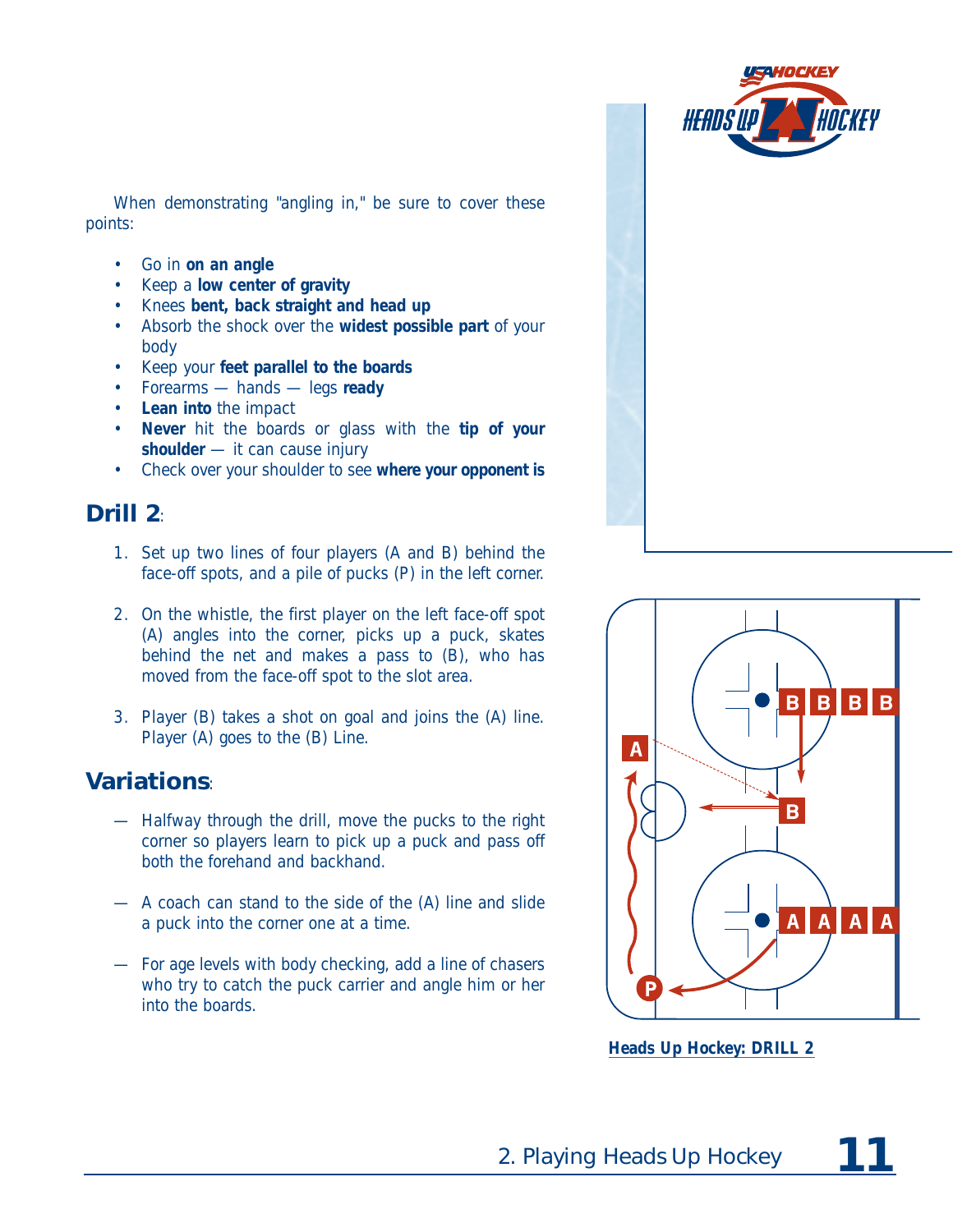When demonstrating "angling in," be sure to cover these points:

- Go in **on an angle**
- Keep a **low center of gravity**
- Knees **bent, back straight and head up**
- Absorb the shock over the **widest possible part** of your body
- Keep your **feet parallel to the boards**
- Forearms — hands — legs **ready**
- **Lean into** the impact
- **Never** hit the boards or glass with the **tip of your shoulder** — it can cause injury
- Check over your shoulder to see **where your opponent is**

## Drill 2:

1. Set up two lines of four players (A and B) behind the face-off spots, and a pile of pucks (P) in the left corner.

2. On the whistle, the first player on the left face-off spot (A) angles into the corner, picks up a puck, skates behind the net and makes a pass to (B), who has moved from the face-off spot to the slot area.

3. Player (B) takes a shot on goal and joins the (A) line. Player (A) goes to the (B) Line.

## Variations:

— Halfway through the drill, move the pucks to the right corner so players learn to pick up a puck and pass off both the forehand and backhand.

— A coach can stand to the side of the (A) line and slide a puck into the corner one at a time.

— For age levels with body checking, add a line of chasers who try to catch the puck carrier and angle him or her into the boards.

B B B B
A
B
A A A A
P

**Heads Up Hockey: DRILL 2**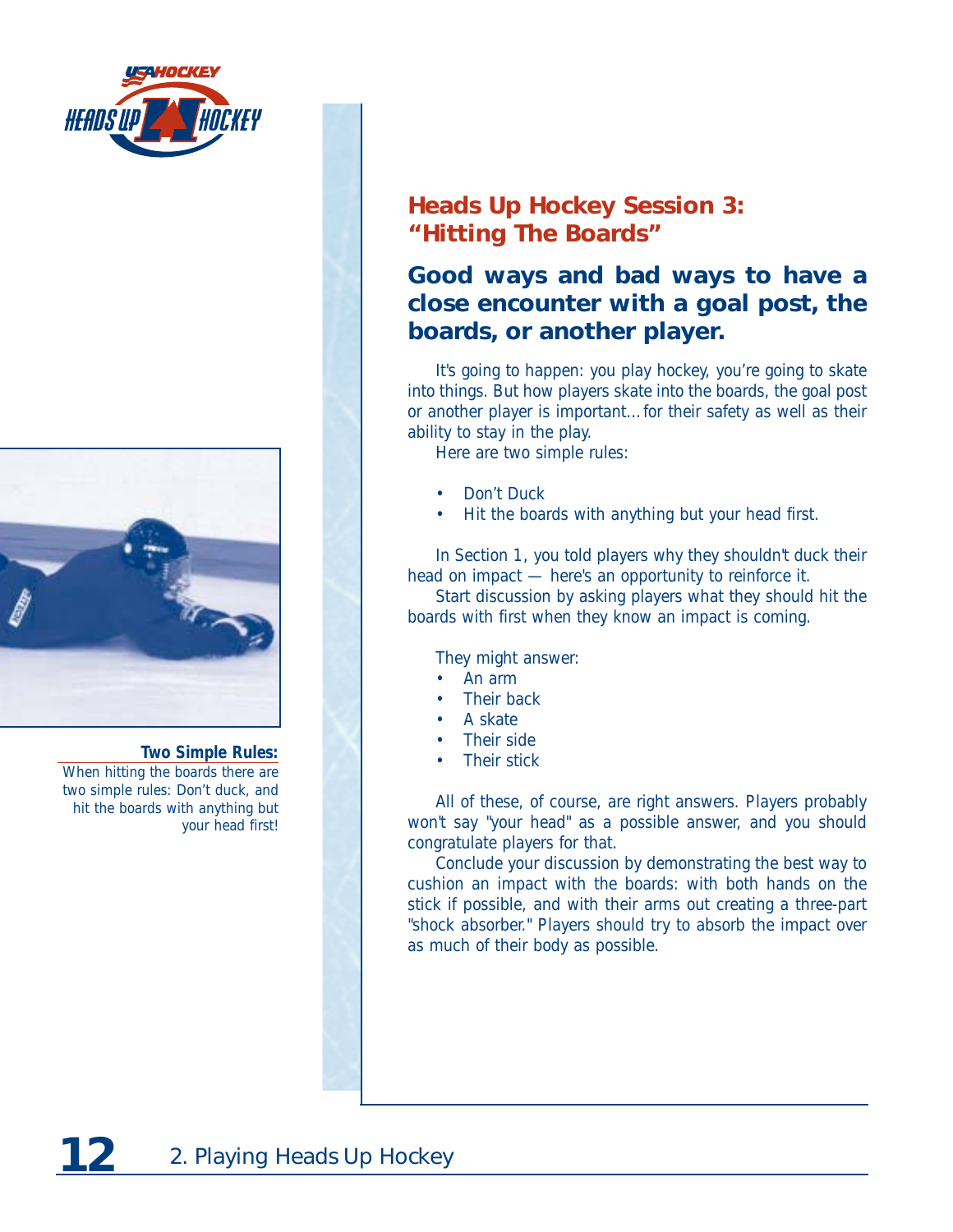## Heads Up Hockey Session 3: "Hitting The Boards"

### Good ways and bad ways to have a close encounter with a goal post, the boards, or another player.

It's going to happen: you play hockey, you're going to skate into things. But how players skate into the boards, the goal post or another player is important... for their safety as well as their ability to stay in the play.

Here are two simple rules:

- Don't Duck
- Hit the boards with anything but your head first.

In Section 1, you told players why they shouldn't duck their head on impact — here's an opportunity to reinforce it.

Start discussion by asking players what they should hit the boards with first when they know an impact is coming.

They might answer:

- An arm
- Their back
- A skate
- Their side
- Their stick

All of these, of course, are right answers. Players probably won't say "your head" as a possible answer, and you should congratulate players for that.

Conclude your discussion by demonstrating the best way to cushion an impact with the boards: with both hands on the stick if possible, and with their arms out creating a three-part "shock absorber." Players should try to absorb the impact over as much of their body as possible.

**Two Simple Rules:**
When hitting the boards there are two simple rules: Don't duck, and hit the boards with anything but your head first!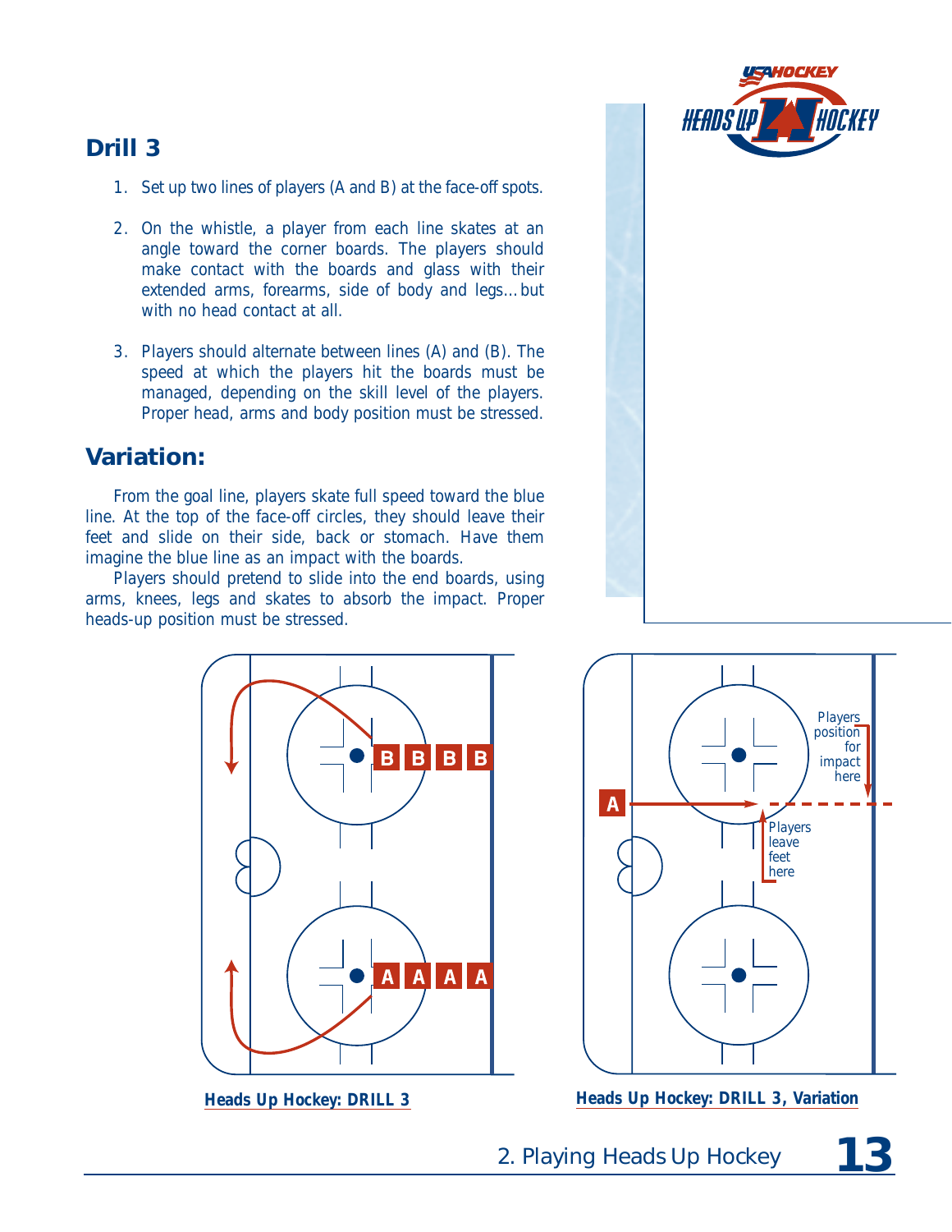## Drill 3

1. Set up two lines of players (A and B) at the face-off spots.
2. On the whistle, a player from each line skates at an angle toward the corner boards. The players should make contact with the boards and glass with their extended arms, forearms, side of body and legs…but with no head contact at all.
3. Players should alternate between lines (A) and (B). The speed at which the players hit the boards must be managed, depending on the skill level of the players. Proper head, arms and body position must be stressed.

## Variation:

From the goal line, players skate full speed toward the blue line. At the top of the face-off circles, they should leave their feet and slide on their side, back or stomach. Have them imagine the blue line as an impact with the boards.

Players should pretend to slide into the end boards, using arms, knees, legs and skates to absorb the impact. Proper heads-up position must be stressed.

B B B B

A A A A

Heads Up Hockey: DRILL 3

A

Players position for impact here

Players leave feet here

Heads Up Hockey: DRILL 3, Variation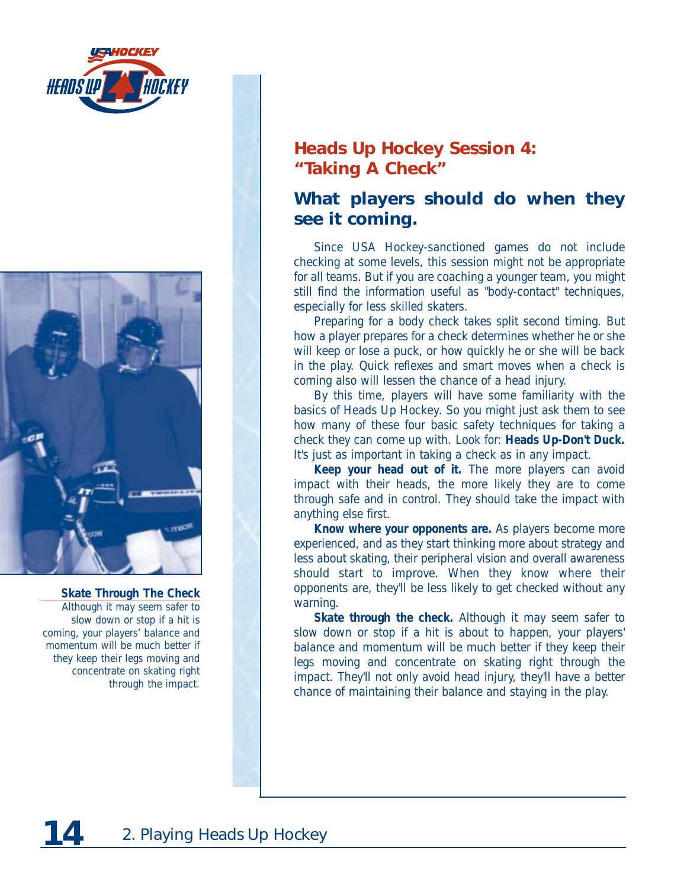## Heads Up Hockey Session 4: "Taking A Check"

## What players should do when they see it coming.

Since USA Hockey-sanctioned games do not include checking at some levels, this session might not be appropriate for all teams. But if you are coaching a younger team, you might still find the information useful as "body-contact" techniques, especially for less skilled skaters.

Preparing for a body check takes split second timing. But how a player prepares for a check determines whether he or she will keep or lose a puck, or how quickly he or she will be back in the play. Quick reflexes and smart moves when a check is coming also will lessen the chance of a head injury.

By this time, players will have some familiarity with the basics of Heads Up Hockey. So you might just ask them to see how many of these four basic safety techniques for taking a check they can come up with. Look for: **Heads Up-Don't Duck.** It's just as important in taking a check as in any impact.

**Keep your head out of it.** The more players can avoid impact with their heads, the more likely they are to come through safe and in control. They should take the impact with anything else first.

**Know where your opponents are.** As players become more experienced, and as they start thinking more about strategy and less about skating, their peripheral vision and overall awareness should start to improve. When they know where their opponents are, they'll be less likely to get checked without any warning.

**Skate through the check.** Although it may seem safer to slow down or stop if a hit is about to happen, your players' balance and momentum will be much better if they keep their legs moving and concentrate on skating right through the impact. They'll not only avoid head injury, they'll have a better chance of maintaining their balance and staying in the play.

**Skate Through The Check**

Although it may seem safer to slow down or stop if a hit is coming, your players' balance and momentum will be much better if they keep their legs moving and concentrate on skating right through the impact.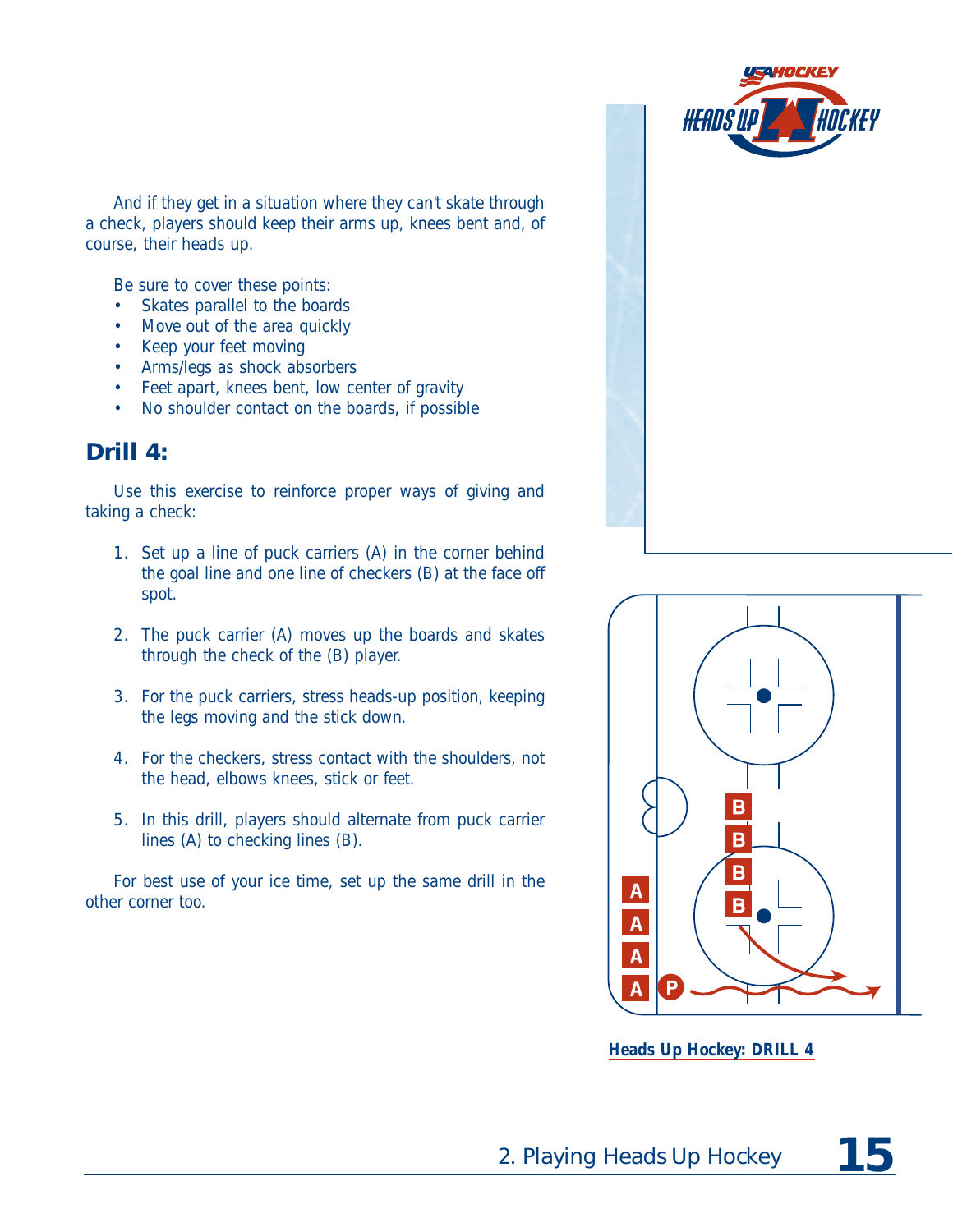And if they get in a situation where they can't skate through a check, players should keep their arms up, knees bent and, of course, their heads up.

Be sure to cover these points:

- Skates parallel to the boards
- Move out of the area quickly
- Keep your feet moving
- Arms/legs as shock absorbers
- Feet apart, knees bent, low center of gravity
- No shoulder contact on the boards, if possible

## Drill 4:

Use this exercise to reinforce proper ways of giving and taking a check:

1. Set up a line of puck carriers (A) in the corner behind the goal line and one line of checkers (B) at the face off spot.
2. The puck carrier (A) moves up the boards and skates through the check of the (B) player.
3. For the puck carriers, stress heads-up position, keeping the legs moving and the stick down.
4. For the checkers, stress contact with the shoulders, not the head, elbows knees, stick or feet.
5. In this drill, players should alternate from puck carrier lines (A) to checking lines (B).

For best use of your ice time, set up the same drill in the other corner too.

**Heads Up Hockey: DRILL 4**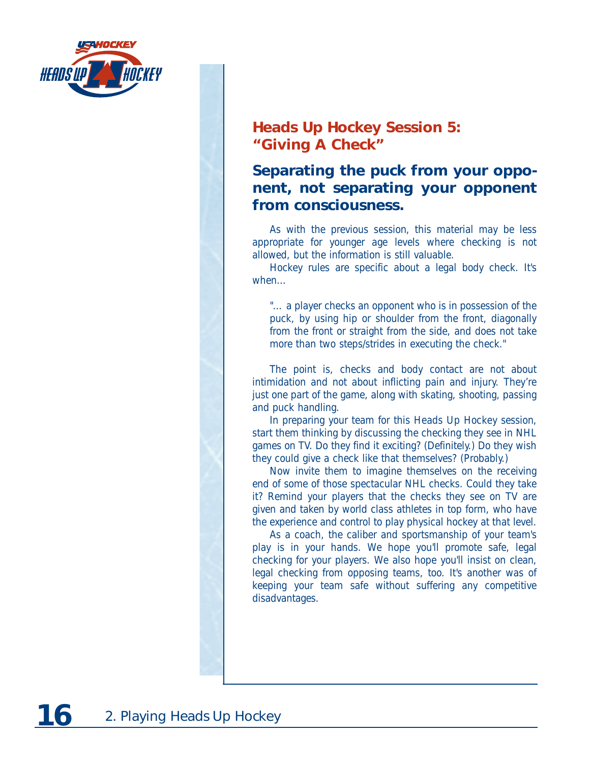## Heads Up Hockey Session 5: "Giving A Check"

### Separating the puck from your opponent, not separating your opponent from consciousness.

As with the previous session, this material may be less appropriate for younger age levels where checking is not allowed, but the information is still valuable.

Hockey rules are specific about a legal body check. It's when...

> "... a player checks an opponent who is in possession of the puck, by using hip or shoulder from the front, diagonally from the front or straight from the side, and does not take more than two steps/strides in executing the check."

The point is, checks and body contact are not about intimidation and not about inflicting pain and injury. They're just one part of the game, along with skating, shooting, passing and puck handling.

In preparing your team for this Heads Up Hockey session, start them thinking by discussing the checking they see in NHL games on TV. Do they find it exciting? (Definitely.) Do they wish they could give a check like that themselves? (Probably.)

Now invite them to imagine themselves on the receiving end of some of those spectacular NHL checks. Could they take it? Remind your players that the checks they see on TV are given and taken by world class athletes in top form, who have the experience and control to play physical hockey at that level.

As a coach, the caliber and sportsmanship of your team's play is in your hands. We hope you'll promote safe, legal checking for your players. We also hope you'll insist on clean, legal checking from opposing teams, too. It's another was of keeping your team safe without suffering any competitive disadvantages.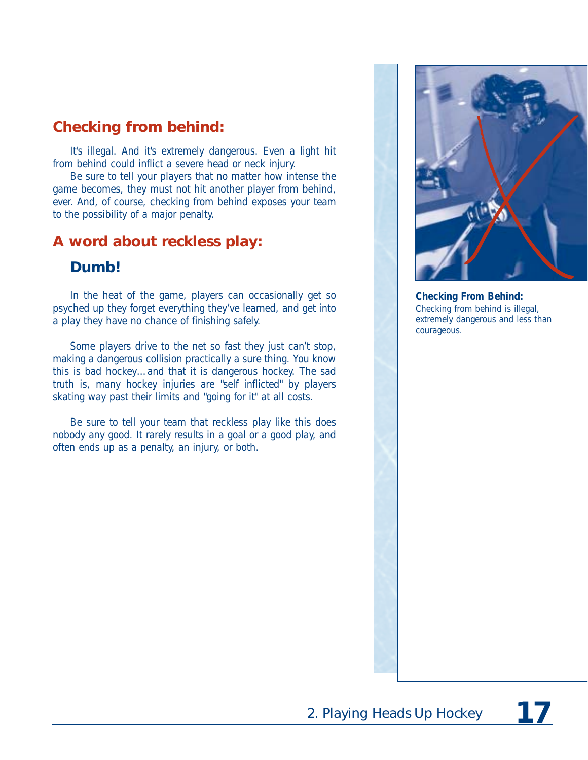## Checking from behind:

It's illegal. And it's extremely dangerous. Even a light hit from behind could inflict a severe head or neck injury.

Be sure to tell your players that no matter how intense the game becomes, they must not hit another player from behind, ever. And, of course, checking from behind exposes your team to the possibility of a major penalty.

## A word about reckless play:

### Dumb!

In the heat of the game, players can occasionally get so psyched up they forget everything they've learned, and get into a play they have no chance of finishing safely.

Some players drive to the net so fast they just can't stop, making a dangerous collision practically a sure thing. You know this is bad hockey... and that it is dangerous hockey. The sad truth is, many hockey injuries are "self inflicted" by players skating way past their limits and "going for it" at all costs.

Be sure to tell your team that reckless play like this does nobody any good. It rarely results in a goal or a good play, and often ends up as a penalty, an injury, or both.

**Checking From Behind:**
Checking from behind is illegal, extremely dangerous and less than courageous.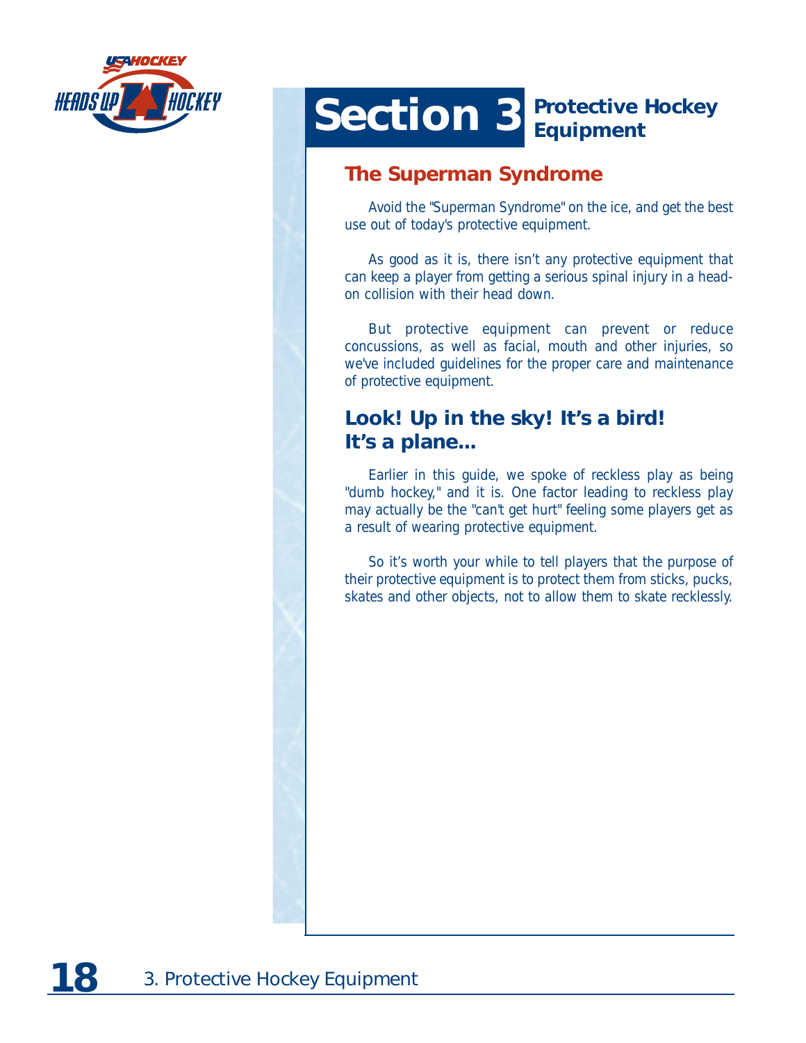# Section 3 Protective Hockey Equipment

## The Superman Syndrome

Avoid the "Superman Syndrome" on the ice, and get the best use out of today's protective equipment.

As good as it is, there isn't any protective equipment that can keep a player from getting a serious spinal injury in a head-on collision with their head down.

But protective equipment can prevent or reduce concussions, as well as facial, mouth and other injuries, so we've included guidelines for the proper care and maintenance of protective equipment.

## Look! Up in the sky! It's a bird! It's a plane...

Earlier in this guide, we spoke of reckless play as being "dumb hockey," and it is. One factor leading to reckless play may actually be the "can't get hurt" feeling some players get as a result of wearing protective equipment.

So it's worth your while to tell players that the purpose of their protective equipment is to protect them from sticks, pucks, skates and other objects, not to allow them to skate recklessly.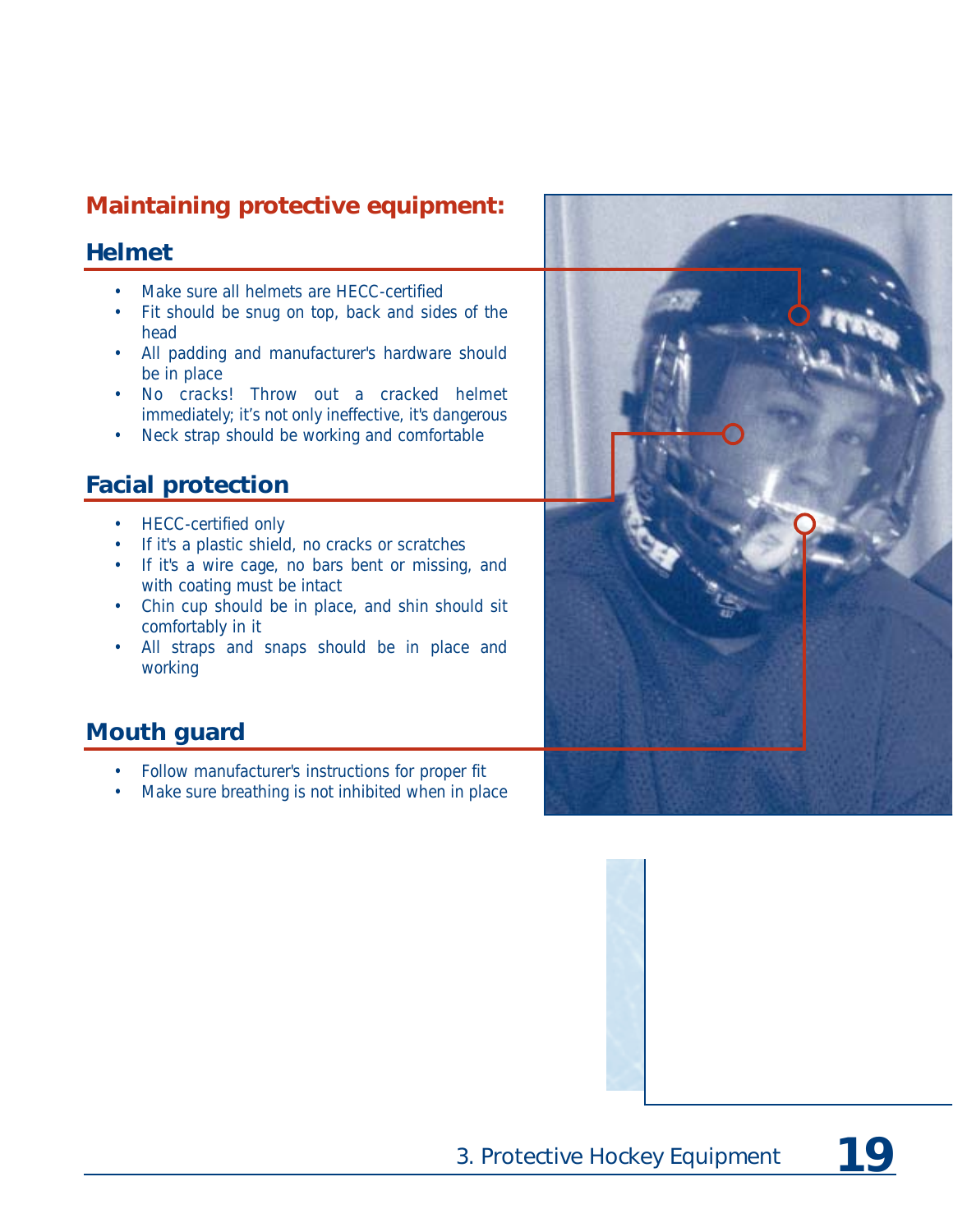## Maintaining protective equipment:

### Helmet

- Make sure all helmets are HECC-certified
- Fit should be snug on top, back and sides of the head
- All padding and manufacturer's hardware should be in place
- No cracks! Throw out a cracked helmet immediately; it's not only ineffective, it's dangerous
- Neck strap should be working and comfortable

### Facial protection

- HECC-certified only
- If it's a plastic shield, no cracks or scratches
- If it's a wire cage, no bars bent or missing, and with coating must be intact
- Chin cup should be in place, and shin should sit comfortably in it
- All straps and snaps should be in place and working

### Mouth guard

- Follow manufacturer's instructions for proper fit
- Make sure breathing is not inhibited when in place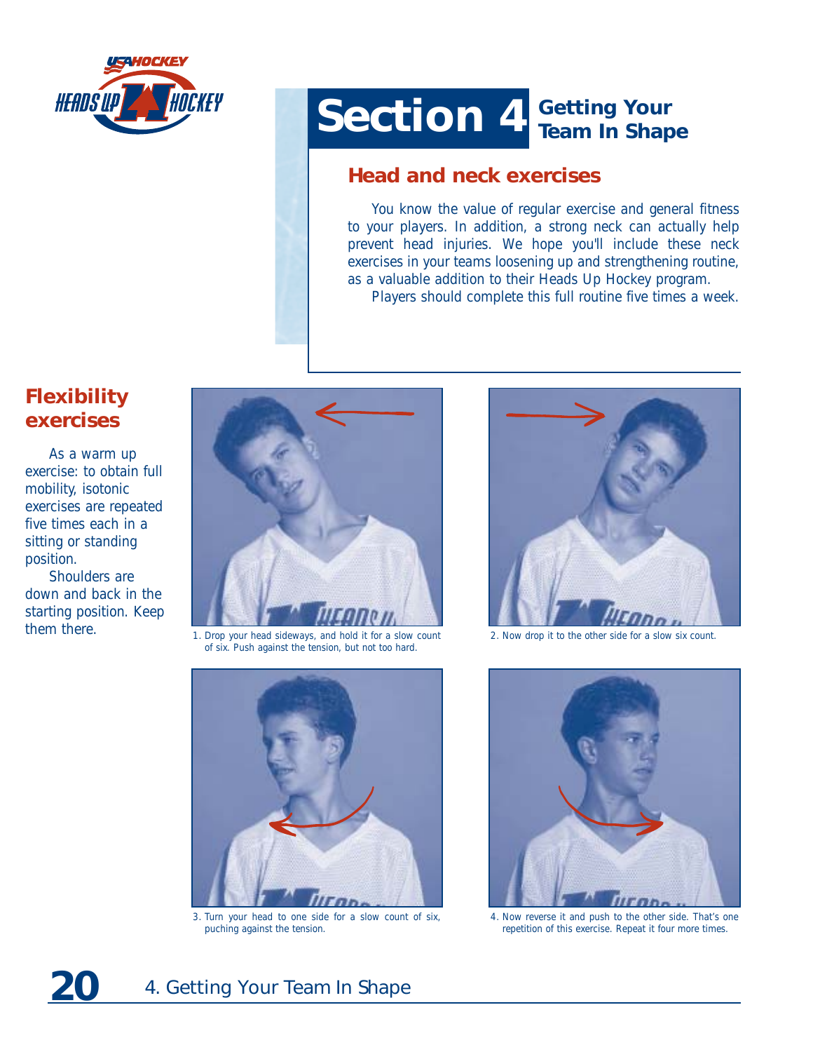# Section 4 Getting Your Team In Shape

## Head and neck exercises

You know the value of regular exercise and general fitness to your players. In addition, a strong neck can actually help prevent head injuries. We hope you'll include these neck exercises in your teams loosening up and strengthening routine, as a valuable addition to their Heads Up Hockey program.

Players should complete this full routine five times a week.

## Flexibility exercises

As a warm up exercise: to obtain full mobility, isotonic exercises are repeated five times each in a sitting or standing position.

Shoulders are down and back in the starting position. Keep them there.

1. Drop your head sideways, and hold it for a slow count of six. Push against the tension, but not too hard.

2. Now drop it to the other side for a slow six count.

3. Turn your head to one side for a slow count of six, puching against the tension.

4. Now reverse it and push to the other side. That's one repetition of this exercise. Repeat it four more times.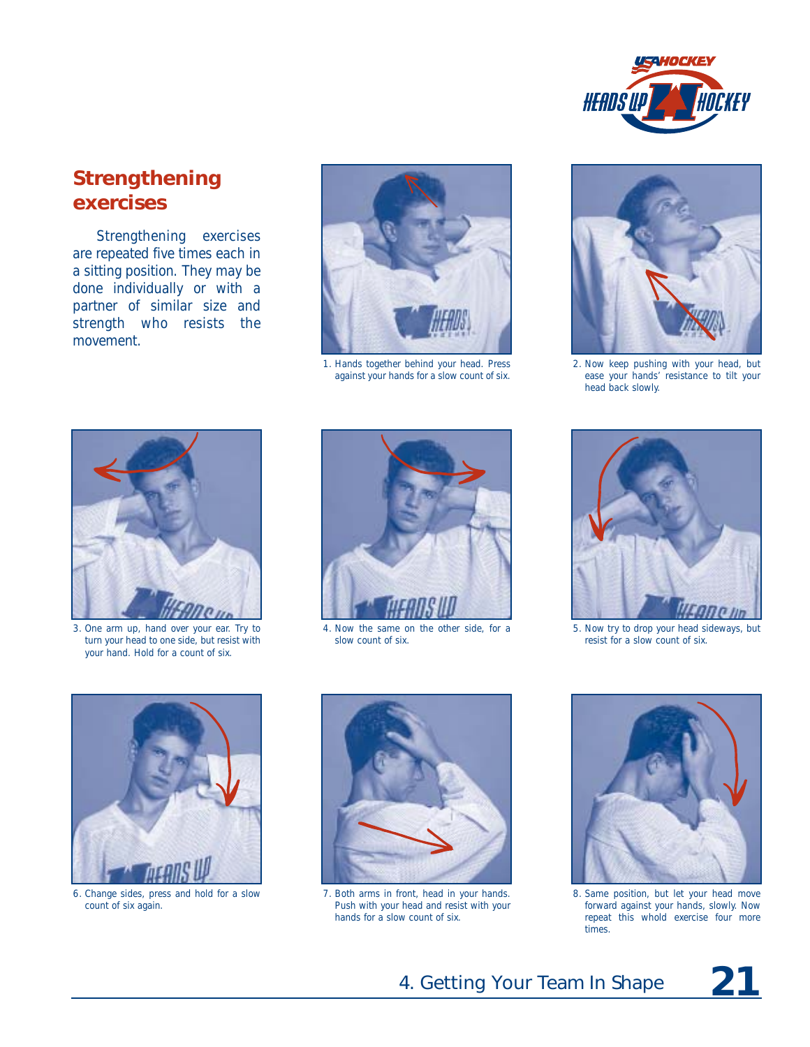## Strengthening exercises

Strengthening exercises are repeated five times each in a sitting position. They may be done individually or with a partner of similar size and strength who resists the movement.

1. Hands together behind your head. Press against your hands for a slow count of six.

2. Now keep pushing with your head, but ease your hands' resistance to tilt your head back slowly.

3. One arm up, hand over your ear. Try to turn your head to one side, but resist with your hand. Hold for a count of six.

4. Now the same on the other side, for a slow count of six.

5. Now try to drop your head sideways, but resist for a slow count of six.

6. Change sides, press and hold for a slow count of six again.

7. Both arms in front, head in your hands. Push with your head and resist with your hands for a slow count of six.

8. Same position, but let your head move forward against your hands, slowly. Now repeat this whold exercise four more times.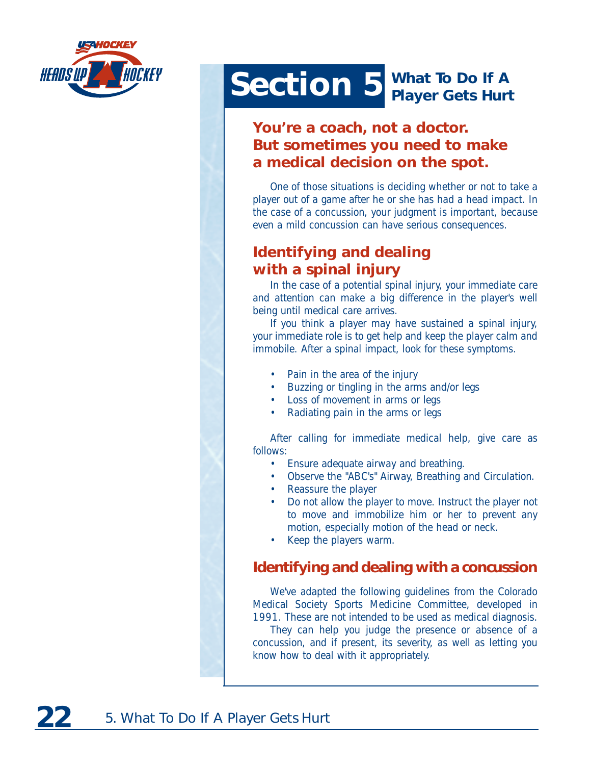# Section 5 What To Do If A Player Gets Hurt

## You're a coach, not a doctor. But sometimes you need to make a medical decision on the spot.

One of those situations is deciding whether or not to take a player out of a game after he or she has had a head impact. In the case of a concussion, your judgment is important, because even a mild concussion can have serious consequences.

## Identifying and dealing with a spinal injury

In the case of a potential spinal injury, your immediate care and attention can make a big difference in the player's well being until medical care arrives.

If you think a player may have sustained a spinal injury, your immediate role is to get help and keep the player calm and immobile. After a spinal impact, look for these symptoms.

- Pain in the area of the injury
- Buzzing or tingling in the arms and/or legs
- Loss of movement in arms or legs
- Radiating pain in the arms or legs

After calling for immediate medical help, give care as follows:

- Ensure adequate airway and breathing.
- Observe the "ABC's" Airway, Breathing and Circulation.
- Reassure the player
- Do not allow the player to move. Instruct the player not to move and immobilize him or her to prevent any motion, especially motion of the head or neck.
- Keep the players warm.

## Identifying and dealing with a concussion

We've adapted the following guidelines from the Colorado Medical Society Sports Medicine Committee, developed in 1991. These are not intended to be used as medical diagnosis.

They can help you judge the presence or absence of a concussion, and if present, its severity, as well as letting you know how to deal with it appropriately.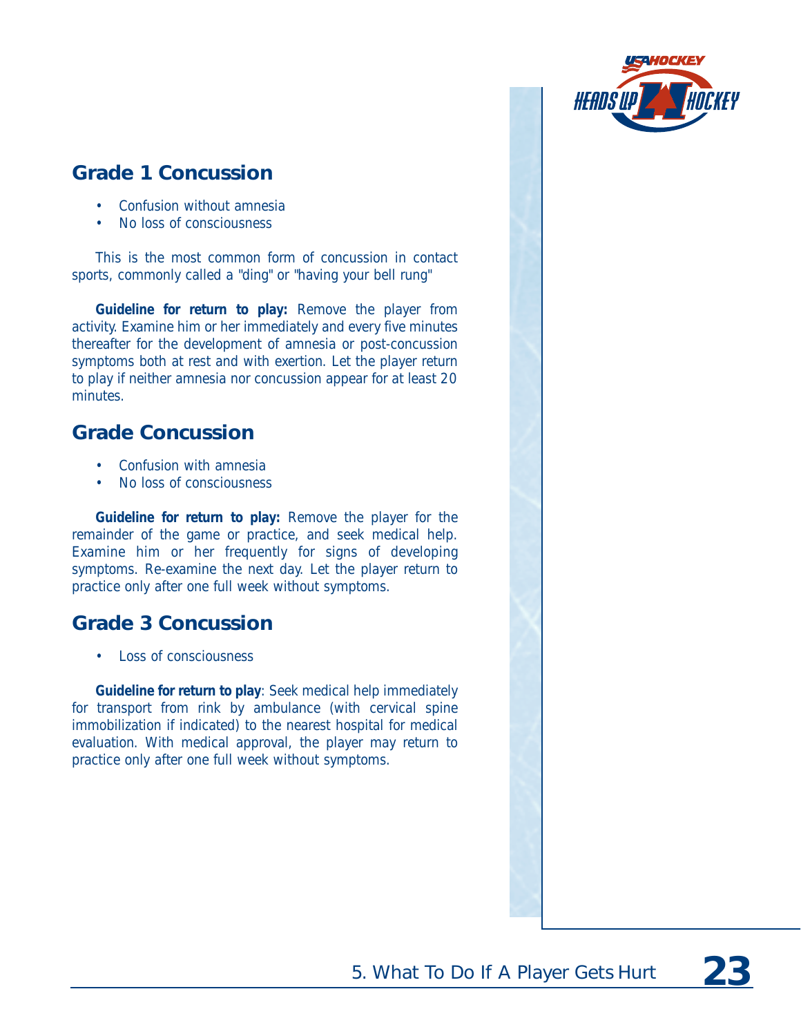## Grade 1 Concussion

- Confusion without amnesia
- No loss of consciousness

This is the most common form of concussion in contact sports, commonly called a "ding" or "having your bell rung"

**Guideline for return to play:** Remove the player from activity. Examine him or her immediately and every five minutes thereafter for the development of amnesia or post-concussion symptoms both at rest and with exertion. Let the player return to play if neither amnesia nor concussion appear for at least 20 minutes.

## Grade Concussion

- Confusion with amnesia
- No loss of consciousness

**Guideline for return to play:** Remove the player for the remainder of the game or practice, and seek medical help. Examine him or her frequently for signs of developing symptoms. Re-examine the next day. Let the player return to practice only after one full week without symptoms.

## Grade 3 Concussion

- Loss of consciousness

**Guideline for return to play**: Seek medical help immediately for transport from rink by ambulance (with cervical spine immobilization if indicated) to the nearest hospital for medical evaluation. With medical approval, the player may return to practice only after one full week without symptoms.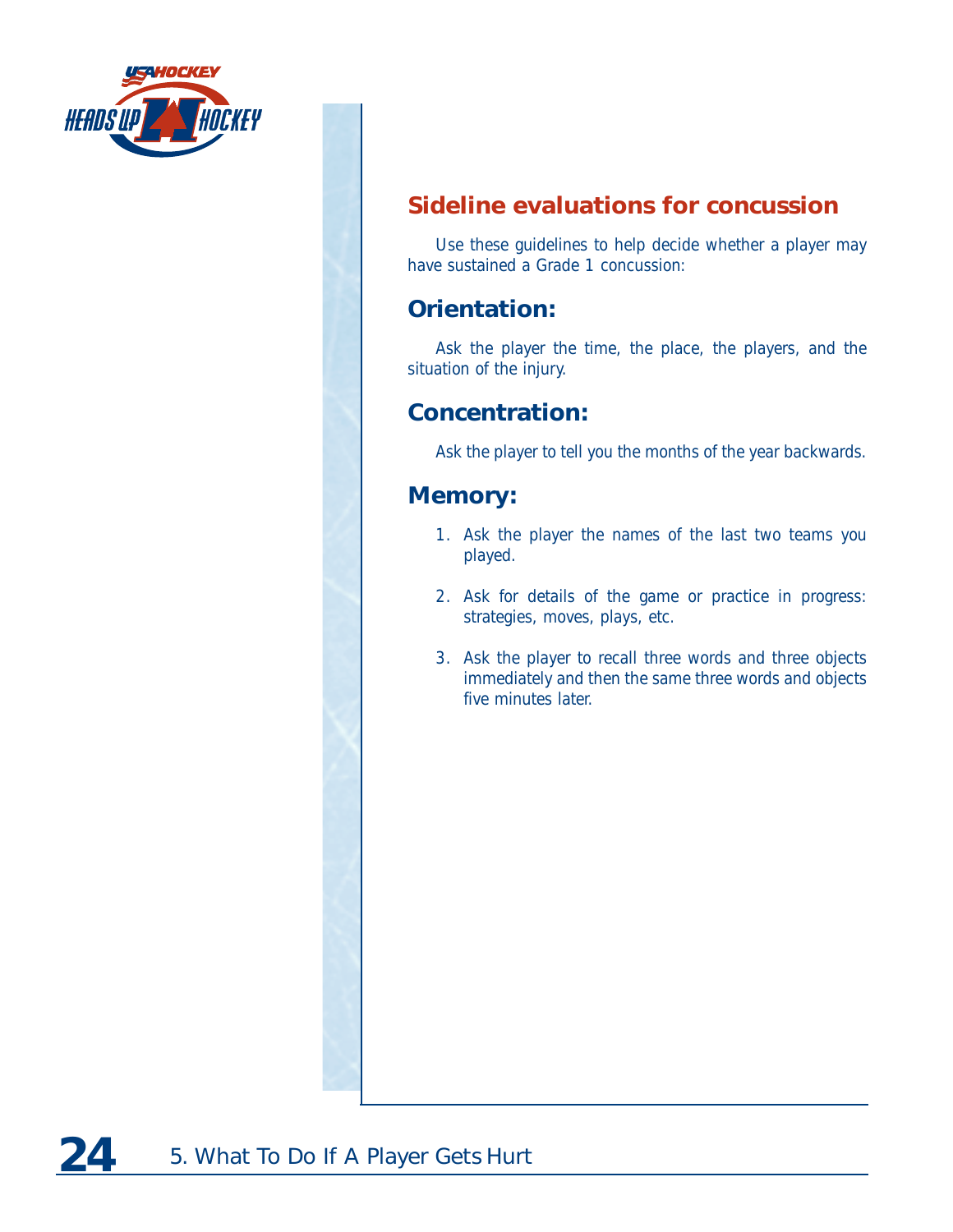## Sideline evaluations for concussion

Use these guidelines to help decide whether a player may have sustained a Grade 1 concussion:

## Orientation:

Ask the player the time, the place, the players, and the situation of the injury.

## Concentration:

Ask the player to tell you the months of the year backwards.

## Memory:

1. Ask the player the names of the last two teams you played.
2. Ask for details of the game or practice in progress: strategies, moves, plays, etc.
3. Ask the player to recall three words and three objects immediately and then the same three words and objects five minutes later.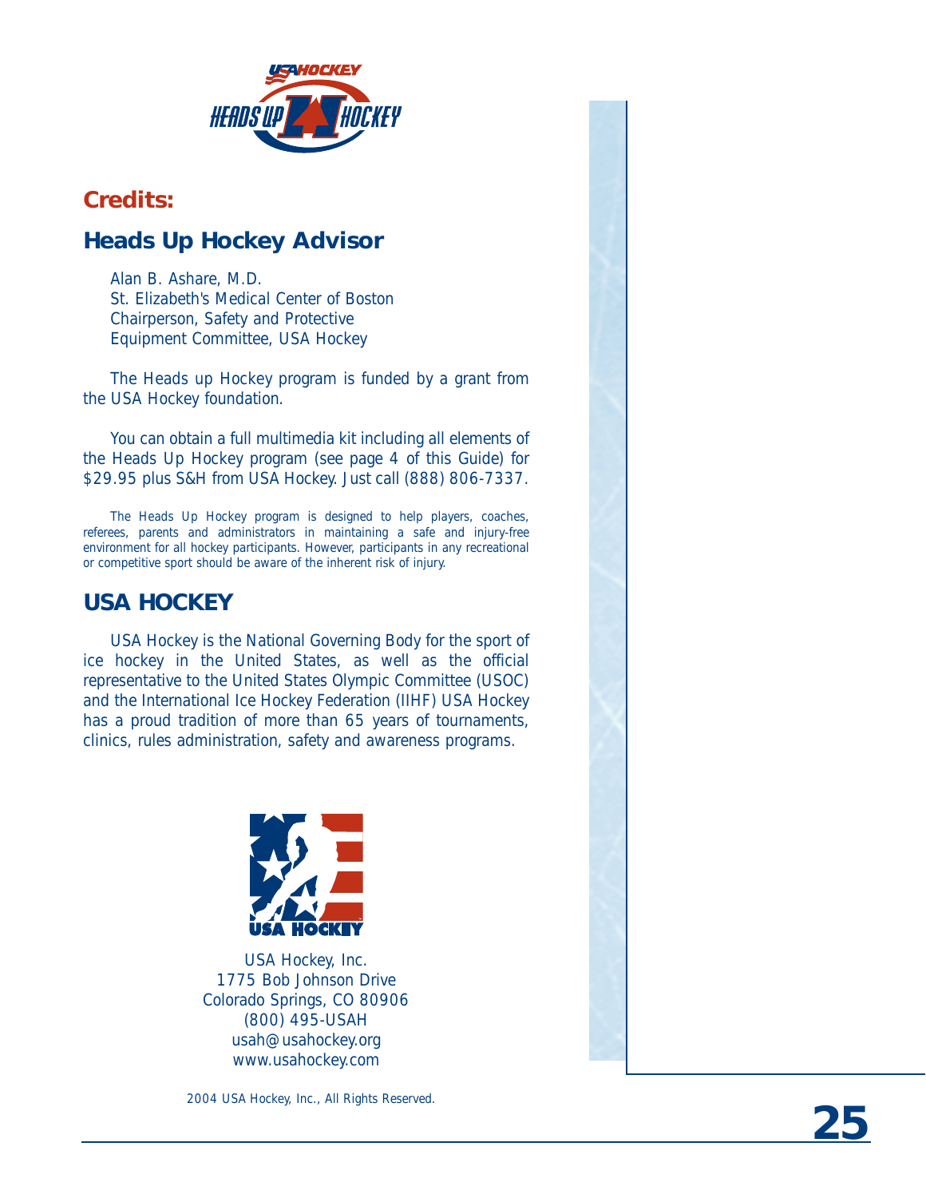## Credits:

## Heads Up Hockey Advisor

Alan B. Ashare, M.D.
St. Elizabeth's Medical Center of Boston
Chairperson, Safety and Protective
Equipment Committee, USA Hockey

The Heads up Hockey program is funded by a grant from the USA Hockey foundation.

You can obtain a full multimedia kit including all elements of the Heads Up Hockey program (see page 4 of this Guide) for $29.95 plus S&H from USA Hockey. Just call (888) 806-7337.

The Heads Up Hockey program is designed to help players, coaches, referees, parents and administrators in maintaining a safe and injury-free environment for all hockey participants. However, participants in any recreational or competitive sport should be aware of the inherent risk of injury.

## USA HOCKEY

USA Hockey is the National Governing Body for the sport of ice hockey in the United States, as well as the official representative to the United States Olympic Committee (USOC) and the International Ice Hockey Federation (IIHF) USA Hockey has a proud tradition of more than 65 years of tournaments, clinics, rules administration, safety and awareness programs.

USA Hockey, Inc.
1775 Bob Johnson Drive
Colorado Springs, CO 80906
(800) 495-USAH
usah@usahockey.org
www.usahockey.com

2004 USA Hockey, Inc., All Rights Reserved.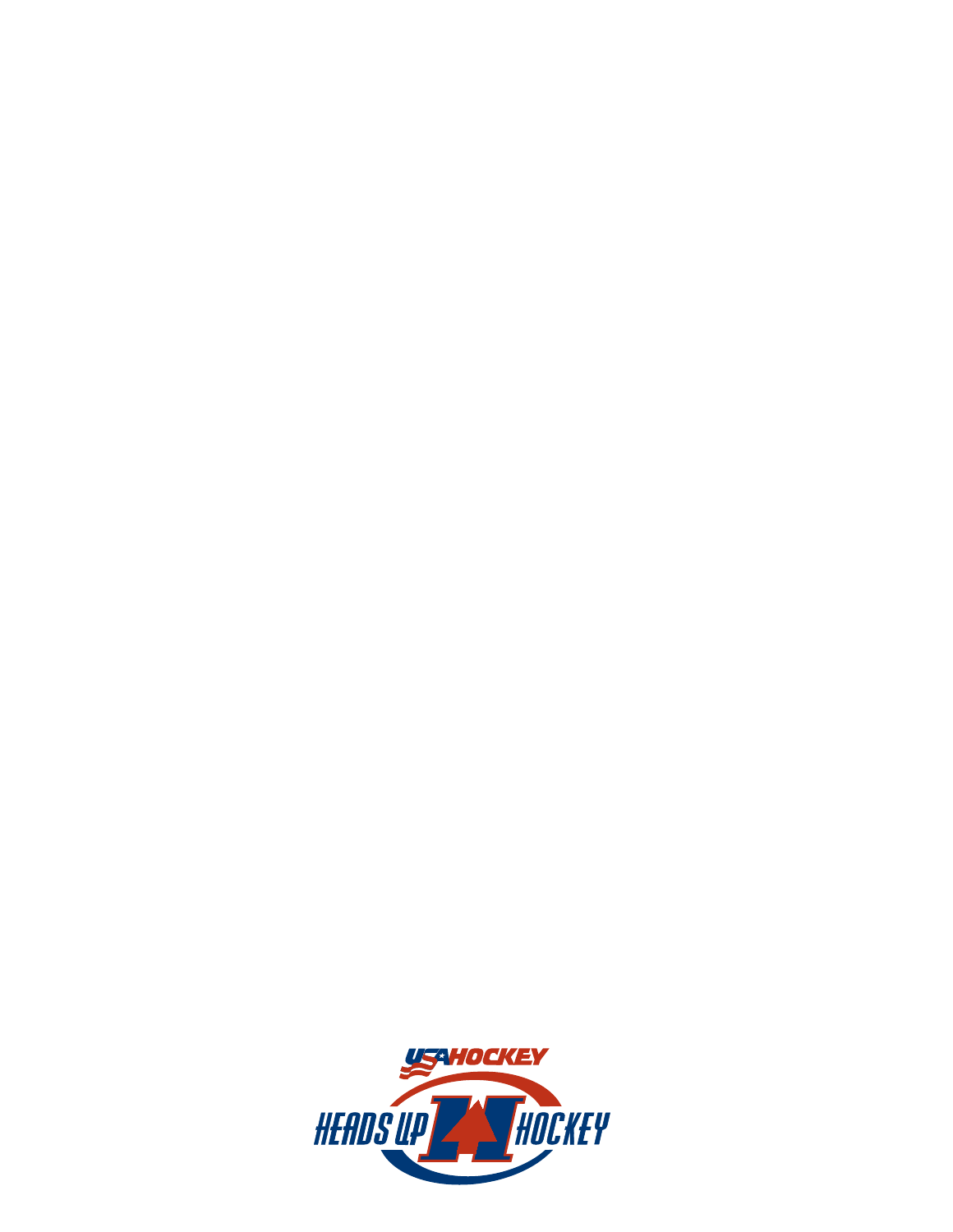USA HOCKEY

HEADS UP HOCKEY